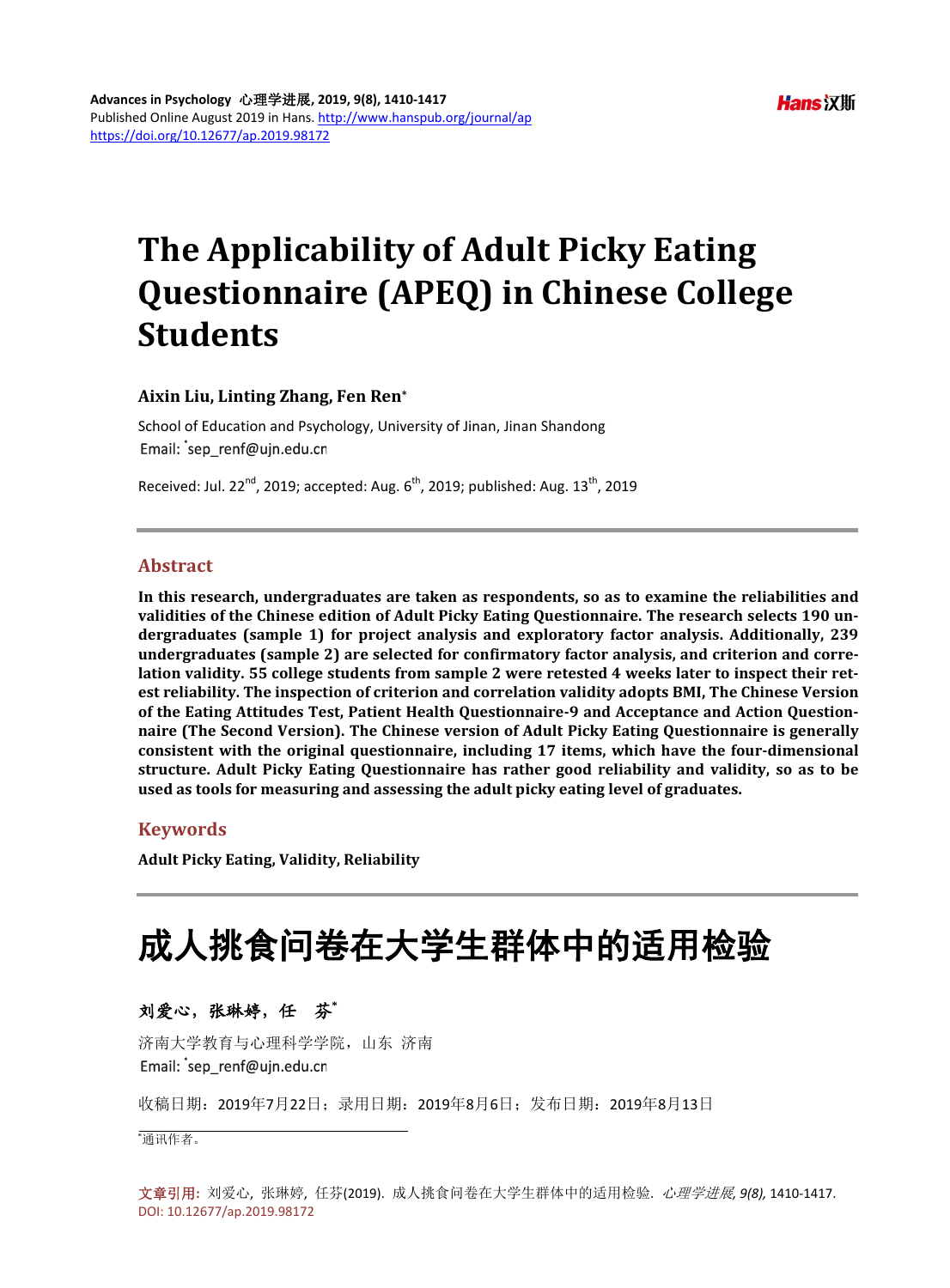Advances in Psychology 心理学进展, 2019, 9(8), 1410-1417
Published Online August 2019 in Hans. http://www.hanspub.org/journal/ap
https://doi.org/10.12677/ap.2019.98172

# The Applicability of Adult Picky Eating Questionnaire (APEQ) in Chinese College Students

**Aixin Liu, Linting Zhang, Fen Ren***

School of Education and Psychology, University of Jinan, Jinan Shandong
Email: *sep_renf@ujn.edu.cn

Received: Jul. 22nd, 2019; accepted: Aug. 6th, 2019; published: Aug. 13th, 2019

## Abstract

**In this research, undergraduates are taken as respondents, so as to examine the reliabilities and validities of the Chinese edition of Adult Picky Eating Questionnaire. The research selects 190 undergraduates (sample 1) for project analysis and exploratory factor analysis. Additionally, 239 undergraduates (sample 2) are selected for confirmatory factor analysis, and criterion and correlation validity. 55 college students from sample 2 were retested 4 weeks later to inspect their retest reliability. The inspection of criterion and correlation validity adopts BMI, The Chinese Version of the Eating Attitudes Test, Patient Health Questionnaire-9 and Acceptance and Action Questionnaire (The Second Version). The Chinese version of Adult Picky Eating Questionnaire is generally consistent with the original questionnaire, including 17 items, which have the four-dimensional structure. Adult Picky Eating Questionnaire has rather good reliability and validity, so as to be used as tools for measuring and assessing the adult picky eating level of graduates.**

## Keywords

**Adult Picky Eating, Validity, Reliability**

# 成人挑食问卷在大学生群体中的适用检验

**刘爱心，张琳婷，任　芬***

济南大学教育与心理科学学院，山东 济南
Email: *sep_renf@ujn.edu.cn

收稿日期：2019年7月22日；录用日期：2019年8月6日；发布日期：2019年8月13日

*通讯作者。

**文章引用:** 刘爱心, 张琳婷, 任芬(2019). 成人挑食问卷在大学生群体中的适用检验. *心理学进展, 9(8),* 1410-1417.
DOI: 10.12677/ap.2019.98172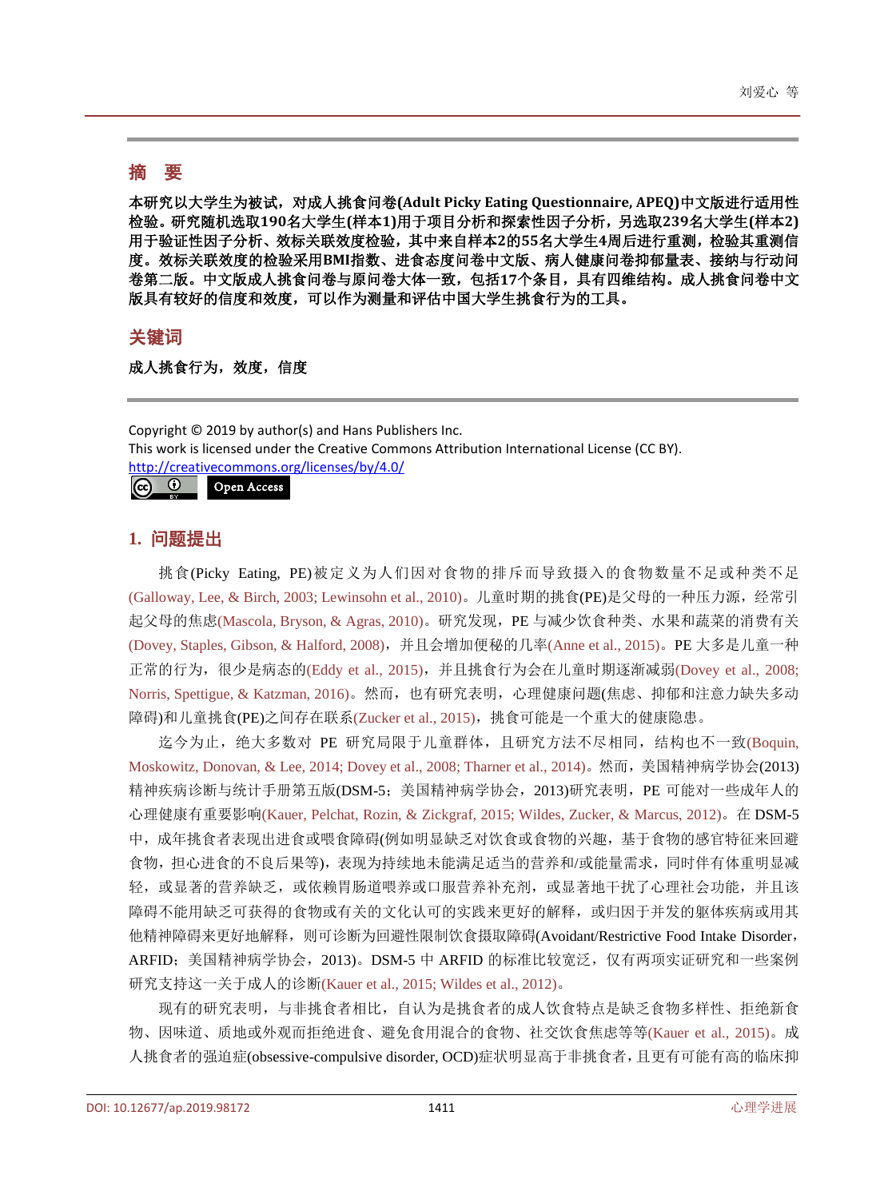## 摘　要

**本研究以大学生为被试，对成人挑食问卷(Adult Picky Eating Questionnaire, APEQ)中文版进行适用性检验。研究随机选取190名大学生(样本1)用于项目分析和探索性因子分析，另选取239名大学生(样本2)用于验证性因子分析、效标关联效度检验，其中来自样本2的55名大学生4周后进行重测，检验其重测信度。效标关联效度的检验采用BMI指数、进食态度问卷中文版、病人健康问卷抑郁量表、接纳与行动问卷第二版。中文版成人挑食问卷与原问卷大体一致，包括17个条目，具有四维结构。成人挑食问卷中文版具有较好的信度和效度，可以作为测量和评估中国大学生挑食行为的工具。**

## 关键词

**成人挑食行为，效度，信度**

Copyright © 2019 by author(s) and Hans Publishers Inc.
This work is licensed under the Creative Commons Attribution International License (CC BY).
http://creativecommons.org/licenses/by/4.0/

Open Access

## 1. 问题提出

挑食(Picky Eating, PE)被定义为人们因对食物的排斥而导致摄入的食物数量不足或种类不足(Galloway, Lee, & Birch, 2003; Lewinsohn et al., 2010)。儿童时期的挑食(PE)是父母的一种压力源，经常引起父母的焦虑(Mascola, Bryson, & Agras, 2010)。研究发现，PE 与减少饮食种类、水果和蔬菜的消费有关(Dovey, Staples, Gibson, & Halford, 2008)，并且会增加便秘的几率(Anne et al., 2015)。PE 大多是儿童一种正常的行为，很少是病态的(Eddy et al., 2015)，并且挑食行为会在儿童时期逐渐减弱(Dovey et al., 2008; Norris, Spettigue, & Katzman, 2016)。然而，也有研究表明，心理健康问题(焦虑、抑郁和注意力缺失多动障碍)和儿童挑食(PE)之间存在联系(Zucker et al., 2015)，挑食可能是一个重大的健康隐患。

迄今为止，绝大多数对 PE 研究局限于儿童群体，且研究方法不尽相同，结构也不一致(Boquin, Moskowitz, Donovan, & Lee, 2014; Dovey et al., 2008; Tharner et al., 2014)。然而，美国精神病学协会(2013)精神疾病诊断与统计手册第五版(DSM-5；美国精神病学协会，2013)研究表明，PE 可能对一些成年人的心理健康有重要影响(Kauer, Pelchat, Rozin, & Zickgraf, 2015; Wildes, Zucker, & Marcus, 2012)。在 DSM-5 中，成年挑食者表现出进食或喂食障碍(例如明显缺乏对饮食或食物的兴趣，基于食物的感官特征来回避食物，担心进食的不良后果等)，表现为持续地未能满足适当的营养和/或能量需求，同时伴有体重明显减轻，或显著的营养缺乏，或依赖胃肠道喂养或口服营养补充剂，或显著地干扰了心理社会功能，并且该障碍不能用缺乏可获得的食物或有关的文化认可的实践来更好的解释，或归因于并发的躯体疾病或用其他精神障碍来更好地解释，则可诊断为回避性限制饮食摄取障碍(Avoidant/Restrictive Food Intake Disorder，ARFID；美国精神病学协会，2013)。DSM-5 中 ARFID 的标准比较宽泛，仅有两项实证研究和一些案例研究支持这一关于成人的诊断(Kauer et al., 2015; Wildes et al., 2012)。

现有的研究表明，与非挑食者相比，自认为是挑食者的成人饮食特点是缺乏食物多样性、拒绝新食物、因味道、质地或外观而拒绝进食、避免食用混合的食物、社交饮食焦虑等等(Kauer et al., 2015)。成人挑食者的强迫症(obsessive-compulsive disorder, OCD)症状明显高于非挑食者，且更有可能有高的临床抑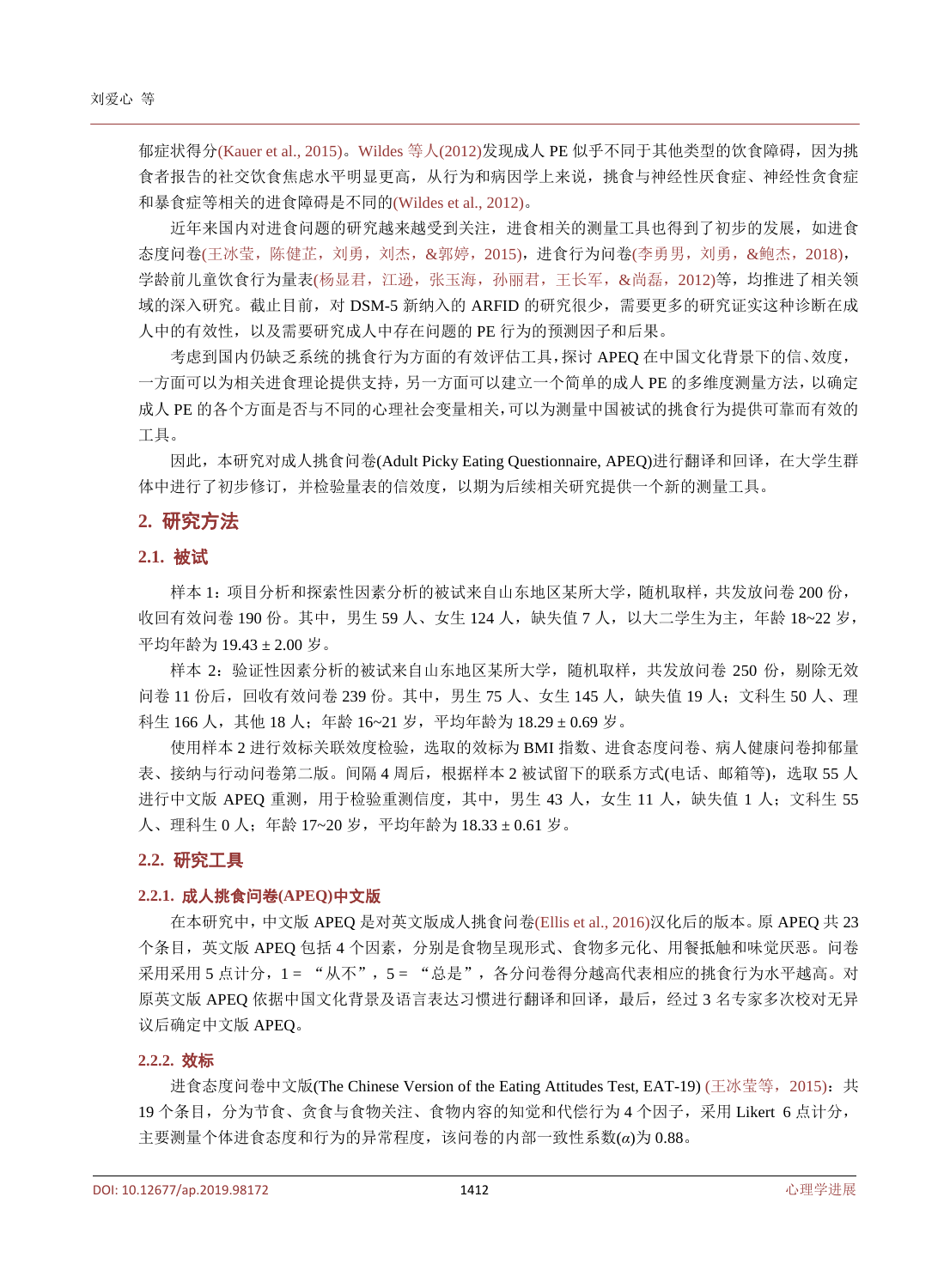郁症状得分(Kauer et al., 2015)。Wildes 等人(2012)发现成人 PE 似乎不同于其他类型的饮食障碍，因为挑食者报告的社交饮食焦虑水平明显更高，从行为和病因学上来说，挑食与神经性厌食症、神经性贪食症和暴食症等相关的进食障碍是不同的(Wildes et al., 2012)。

近年来国内对进食问题的研究越来越受到关注，进食相关的测量工具也得到了初步的发展，如进食态度问卷(王冰莹，陈健芷，刘勇，刘杰，&郭婷，2015)，进食行为问卷(李勇男，刘勇，&鲍杰，2018)，学龄前儿童饮食行为量表(杨显君，江逊，张玉海，孙丽君，王长军，&尚磊，2012)等，均推进了相关领域的深入研究。截止目前，对 DSM-5 新纳入的 ARFID 的研究很少，需要更多的研究证实这种诊断在成人中的有效性，以及需要研究成人中存在问题的 PE 行为的预测因子和后果。

考虑到国内仍缺乏系统的挑食行为方面的有效评估工具，探讨 APEQ 在中国文化背景下的信、效度，一方面可以为相关进食理论提供支持，另一方面可以建立一个简单的成人 PE 的多维度测量方法，以确定成人 PE 的各个方面是否与不同的心理社会变量相关，可以为测量中国被试的挑食行为提供可靠而有效的工具。

因此，本研究对成人挑食问卷(Adult Picky Eating Questionnaire, APEQ)进行翻译和回译，在大学生群体中进行了初步修订，并检验量表的信效度，以期为后续相关研究提供一个新的测量工具。

## 2. 研究方法

### 2.1. 被试

样本 1：项目分析和探索性因素分析的被试来自山东地区某所大学，随机取样，共发放问卷 200 份，收回有效问卷 190 份。其中，男生 59 人、女生 124 人，缺失值 7 人，以大二学生为主，年龄 18~22 岁，平均年龄为 19.43 ± 2.00 岁。

样本 2：验证性因素分析的被试来自山东地区某所大学，随机取样，共发放问卷 250 份，剔除无效问卷 11 份后，回收有效问卷 239 份。其中，男生 75 人、女生 145 人，缺失值 19 人；文科生 50 人、理科生 166 人，其他 18 人；年龄 16~21 岁，平均年龄为 18.29 ± 0.69 岁。

使用样本 2 进行效标关联效度检验，选取的效标为 BMI 指数、进食态度问卷、病人健康问卷抑郁量表、接纳与行动问卷第二版。间隔 4 周后，根据样本 2 被试留下的联系方式(电话、邮箱等)，选取 55 人进行中文版 APEQ 重测，用于检验重测信度，其中，男生 43 人，女生 11 人，缺失值 1 人；文科生 55 人、理科生 0 人；年龄 17~20 岁，平均年龄为 18.33 ± 0.61 岁。

### 2.2. 研究工具

#### 2.2.1. 成人挑食问卷(APEQ)中文版

在本研究中，中文版 APEQ 是对英文版成人挑食问卷(Ellis et al., 2016)汉化后的版本。原 APEQ 共 23 个条目，英文版 APEQ 包括 4 个因素，分别是食物呈现形式、食物多元化、用餐抵触和味觉厌恶。问卷采用采用 5 点计分，1 = “从不”，5 = “总是”，各分问卷得分越高代表相应的挑食行为水平越高。对原英文版 APEQ 依据中国文化背景及语言表达习惯进行翻译和回译，最后，经过 3 名专家多次校对无异议后确定中文版 APEQ。

#### 2.2.2. 效标

进食态度问卷中文版(The Chinese Version of the Eating Attitudes Test, EAT-19) (王冰莹等，2015)：共 19 个条目，分为节食、贪食与食物关注、食物内容的知觉和代偿行为 4 个因子，采用 Likert 6 点计分，主要测量个体进食态度和行为的异常程度，该问卷的内部一致性系数($\alpha$)为 0.88。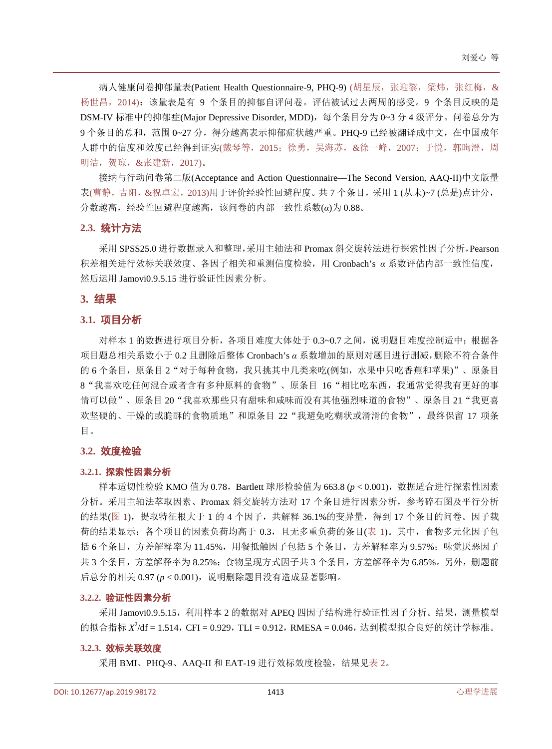病人健康问卷抑郁量表(Patient Health Questionnaire-9, PHQ-9) (胡星辰，张迎黎，梁炜，张红梅，&杨世昌，2014)：该量表是有 9 个条目的抑郁自评问卷。评估被试过去两周的感受。9 个条目反映的是 DSM-IV 标准中的抑郁症(Major Depressive Disorder, MDD)，每个条目分为 0~3 分 4 级评分。问卷总分为 9 个条目的总和，范围 0~27 分，得分越高表示抑郁症状越严重。PHQ-9 已经被翻译成中文，在中国成年人群中的信度和效度已经得到证实(戴琴等，2015；徐勇，吴海苏，&徐一峰，2007；于悦，郭昫澄，周明洁，贺琼，&张建新，2017)。

接纳与行动问卷第二版(Acceptance and Action Questionnaire—The Second Version, AAQ-II)中文版量表(曹静，吉阳，&祝卓宏，2013)用于评价经验性回避程度。共 7 个条目，采用 1 (从未)~7 (总是)点计分，分数越高，经验性回避程度越高，该问卷的内部一致性系数($\alpha$)为 0.88。

### 2.3. 统计方法

采用 SPSS25.0 进行数据录入和整理，采用主轴法和 Promax 斜交旋转法进行探索性因子分析，Pearson 积差相关进行效标关联效度、各因子相关和重测信度检验，用 Cronbach's $\alpha$ 系数评估内部一致性信度，然后运用 Jamovi0.9.5.15 进行验证性因素分析。

## 3. 结果

### 3.1. 项目分析

对样本 1 的数据进行项目分析，各项目难度大体处于 0.3~0.7 之间，说明题目难度控制适中；根据各项目题总相关系数小于 0.2 且删除后整体 Cronbach's $\alpha$ 系数增加的原则对题目进行删减，删除不符合条件的 6 个条目，原条目 2“对于每种食物，我只挑其中几类来吃(例如，水果中只吃香蕉和苹果)”、原条目 8“我喜欢吃任何混合或者含有多种原料的食物”、原条目 16“相比吃东西，我通常觉得我有更好的事情可以做”、原条目 20“我喜欢那些只有甜味和咸味而没有其他强烈味道的食物”、原条目 21“我更喜欢坚硬的、干燥的或脆酥的食物质地”和原条目 22“我避免吃糊状或滑滑的食物”，最终保留 17 项条目。

### 3.2. 效度检验

#### 3.2.1. 探索性因素分析

样本适切性检验 KMO 值为 0.78，Bartlett 球形检验值为 663.8 ($p < 0.001$)，数据适合进行探索性因素分析。采用主轴法萃取因素、Promax 斜交旋转方法对 17 个条目进行因素分析，参考碎石图及平行分析的结果(图 1)，提取特征根大于 1 的 4 个因子，共解释 36.1%的变异量，得到 17 个条目的问卷。因子载荷的结果显示：各个项目的因素负荷均高于 0.3，且无多重负荷的条目(表 1)。其中，食物多元化因子包括 6 个条目，方差解释率为 11.45%，用餐抵触因子包括 5 个条目，方差解释率为 9.57%；味觉厌恶因子共 3 个条目，方差解释率为 8.25%；食物呈现方式因子共 3 个条目，方差解释率为 6.85%。另外，删题前后总分的相关 0.97 ($p < 0.001$)，说明删除题目没有造成显著影响。

#### 3.2.2. 验证性因素分析

采用 Jamovi0.9.5.15，利用样本 2 的数据对 APEQ 四因子结构进行验证性因子分析。结果，测量模型的拟合指标 $X^2/df = 1.514$，CFI = 0.929，TLI = 0.912，RMESA = 0.046，达到模型拟合良好的统计学标准。

#### 3.2.3. 效标关联效度

采用 BMI、PHQ-9、AAQ-II 和 EAT-19 进行效标效度检验，结果见表 2。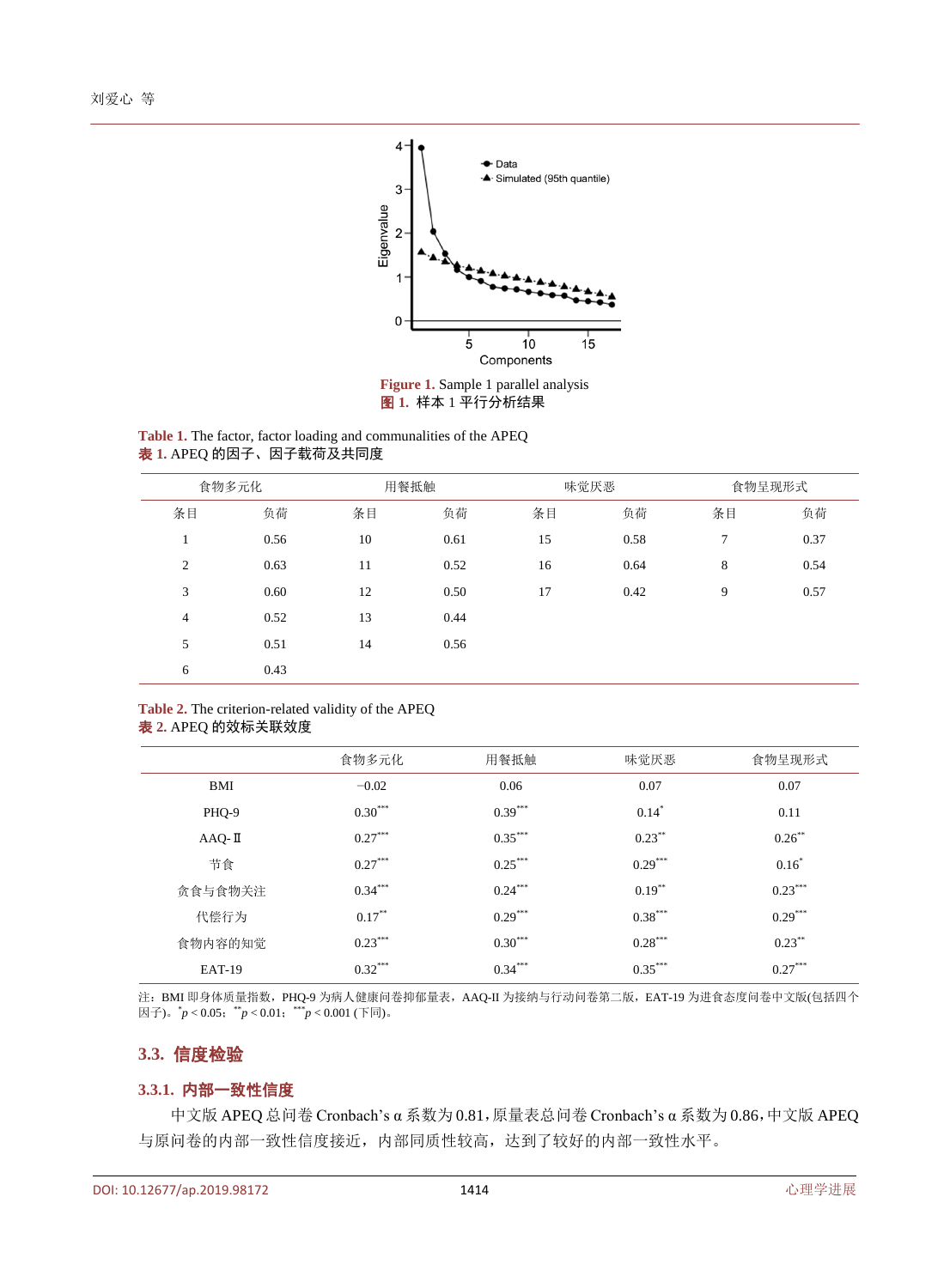4
3
2
1
0
Eigenvalue
5
10
15
Components
Data
Simulated (95th quantile)

**Figure 1.** Sample 1 parallel analysis
**图 1.** 样本 1 平行分析结果

**Table 1.** The factor, factor loading and communalities of the APEQ
**表 1.** APEQ 的因子、因子载荷及共同度

| 食物多元化 | | 用餐抵触 | | 味觉厌恶 | | 食物呈现形式 | |
|---|---|---|---|---|---|---|---|
| 条目 | 负荷 | 条目 | 负荷 | 条目 | 负荷 | 条目 | 负荷 |
| 1 | 0.56 | 10 | 0.61 | 15 | 0.58 | 7 | 0.37 |
| 2 | 0.63 | 11 | 0.52 | 16 | 0.64 | 8 | 0.54 |
| 3 | 0.60 | 12 | 0.50 | 17 | 0.42 | 9 | 0.57 |
| 4 | 0.52 | 13 | 0.44 | | | | |
| 5 | 0.51 | 14 | 0.56 | | | | |
| 6 | 0.43 | | | | | | |

**Table 2.** The criterion-related validity of the APEQ
**表 2.** APEQ 的效标关联效度

| | 食物多元化 | 用餐抵触 | 味觉厌恶 | 食物呈现形式 |
|---|---|---|---|---|
| BMI | −0.02 | 0.06 | 0.07 | 0.07 |
| PHQ-9 | 0.30*** | 0.39*** | 0.14* | 0.11 |
| AAQ-Ⅱ | 0.27*** | 0.35*** | 0.23** | 0.26** |
| 节食 | 0.27*** | 0.25*** | 0.29*** | 0.16* |
| 贪食与食物关注 | 0.34*** | 0.24*** | 0.19** | 0.23*** |
| 代偿行为 | 0.17** | 0.29*** | 0.38*** | 0.29*** |
| 食物内容的知觉 | 0.23*** | 0.30*** | 0.28*** | 0.23** |
| EAT-19 | 0.32*** | 0.34*** | 0.35*** | 0.27*** |

注：BMI 即身体质量指数，PHQ-9 为病人健康问卷抑郁量表，AAQ-II 为接纳与行动问卷第二版，EAT-19 为进食态度问卷中文版(包括四个因子)。*$p < 0.05$；**$p < 0.01$；***$p < 0.001$ (下同)。

## 3.3. 信度检验

### 3.3.1. 内部一致性信度

中文版 APEQ 总问卷 Cronbach's α 系数为 0.81，原量表总问卷 Cronbach's α 系数为 0.86，中文版 APEQ 与原问卷的内部一致性信度接近，内部同质性较高，达到了较好的内部一致性水平。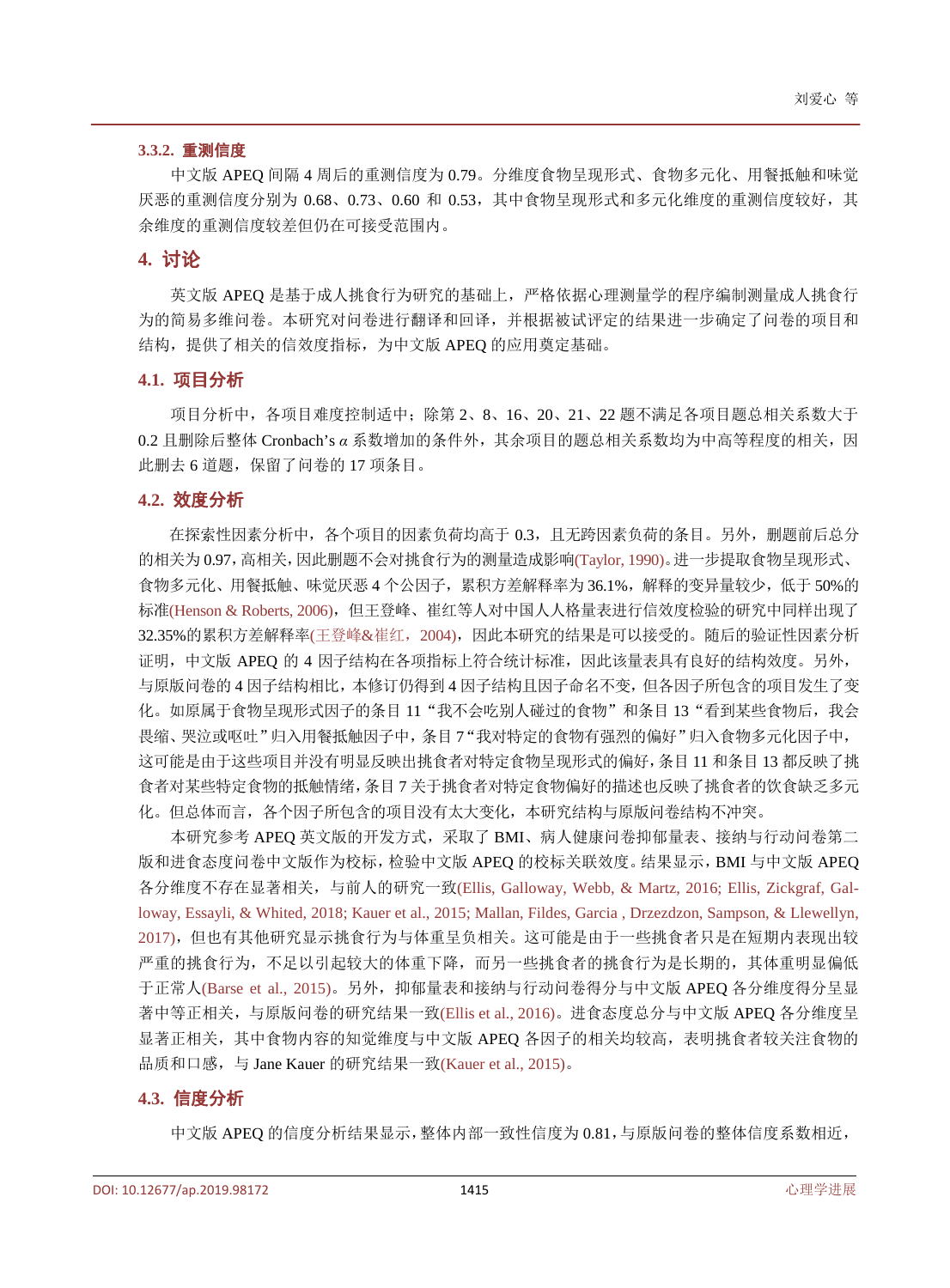### 3.3.2. 重测信度

中文版 APEQ 间隔 4 周后的重测信度为 0.79。分维度食物呈现形式、食物多元化、用餐抵触和味觉厌恶的重测信度分别为 0.68、0.73、0.60 和 0.53，其中食物呈现形式和多元化维度的重测信度较好，其余维度的重测信度较差但仍在可接受范围内。

## 4. 讨论

英文版 APEQ 是基于成人挑食行为研究的基础上，严格依据心理测量学的程序编制测量成人挑食行为的简易多维问卷。本研究对问卷进行翻译和回译，并根据被试评定的结果进一步确定了问卷的项目和结构，提供了相关的信效度指标，为中文版 APEQ 的应用奠定基础。

### 4.1. 项目分析

项目分析中，各项目难度控制适中；除第 2、8、16、20、21、22 题不满足各项目题总相关系数大于 0.2 且删除后整体 Cronbach's $\alpha$ 系数增加的条件外，其余项目的题总相关系数均为中高等程度的相关，因此删去 6 道题，保留了问卷的 17 项条目。

### 4.2. 效度分析

在探索性因素分析中，各个项目的因素负荷均高于 0.3，且无跨因素负荷的条目。另外，删题前后总分的相关为 0.97，高相关，因此删题不会对挑食行为的测量造成影响(Taylor, 1990)。进一步提取食物呈现形式、食物多元化、用餐抵触、味觉厌恶 4 个公因子，累积方差解释率为 36.1%，解释的变异量较少，低于 50%的标准(Henson & Roberts, 2006)，但王登峰、崔红等人对中国人人格量表进行信效度检验的研究中同样出现了 32.35%的累积方差解释率(王登峰&崔红，2004)，因此本研究的结果是可以接受的。随后的验证性因素分析证明，中文版 APEQ 的 4 因子结构在各项指标上符合统计标准，因此该量表具有良好的结构效度。另外，与原版问卷的 4 因子结构相比，本修订仍得到 4 因子结构且因子命名不变，但各因子所包含的项目发生了变化。如原属于食物呈现形式因子的条目 11 "我不会吃别人碰过的食物" 和条目 13 "看到某些食物后，我会畏缩、哭泣或呕吐" 归入用餐抵触因子中，条目 7 "我对特定的食物有强烈的偏好" 归入食物多元化因子中，这可能是由于这些项目并没有明显反映出挑食者对特定食物呈现形式的偏好，条目 11 和条目 13 都反映了挑食者对某些特定食物的抵触情绪，条目 7 关于挑食者对特定食物偏好的描述也反映了挑食者的饮食缺乏多元化。但总体而言，各个因子所包含的项目没有太大变化，本研究结构与原版问卷结构不冲突。

本研究参考 APEQ 英文版的开发方式，采取了 BMI、病人健康问卷抑郁量表、接纳与行动问卷第二版和进食态度问卷中文版作为校标，检验中文版 APEQ 的校标关联效度。结果显示，BMI 与中文版 APEQ 各分维度不存在显著相关，与前人的研究一致(Ellis, Galloway, Webb, & Martz, 2016; Ellis, Zickgraf, Galloway, Essayli, & Whited, 2018; Kauer et al., 2015; Mallan, Fildes, Garcia , Drzezdzon, Sampson, & Llewellyn, 2017)，但也有其他研究显示挑食行为与体重呈负相关。这可能是由于一些挑食者只是在短期内表现出较严重的挑食行为，不足以引起较大的体重下降，而另一些挑食者的挑食行为是长期的，其体重明显偏低于正常人(Barse et al., 2015)。另外，抑郁量表和接纳与行动问卷得分与中文版 APEQ 各分维度得分呈显著中等正相关，与原版问卷的研究结果一致(Ellis et al., 2016)。进食态度总分与中文版 APEQ 各分维度呈显著正相关，其中食物内容的知觉维度与中文版 APEQ 各因子的相关均较高，表明挑食者较关注食物的品质和口感，与 Jane Kauer 的研究结果一致(Kauer et al., 2015)。

### 4.3. 信度分析

中文版 APEQ 的信度分析结果显示，整体内部一致性信度为 0.81，与原版问卷的整体信度系数相近，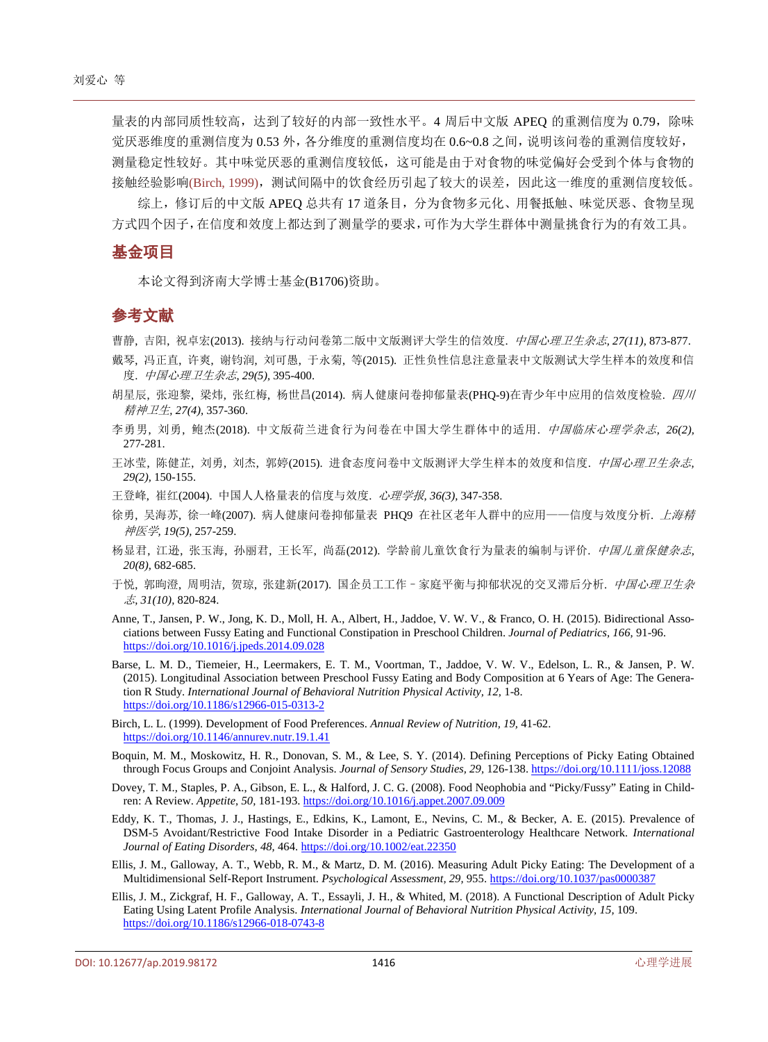量表的内部同质性较高，达到了较好的内部一致性水平。4 周后中文版 APEQ 的重测信度为 0.79，除味觉厌恶维度的重测信度为 0.53 外，各分维度的重测信度均在 0.6~0.8 之间，说明该问卷的重测信度较好，测量稳定性较好。其中味觉厌恶的重测信度较低，这可能是由于对食物的味觉偏好会受到个体与食物的接触经验影响(Birch, 1999)，测试间隔中的饮食经历引起了较大的误差，因此这一维度的重测信度较低。

综上，修订后的中文版 APEQ 总共有 17 道条目，分为食物多元化、用餐抵触、味觉厌恶、食物呈现方式四个因子，在信度和效度上都达到了测量学的要求，可作为大学生群体中测量挑食行为的有效工具。

## 基金项目

本论文得到济南大学博士基金(B1706)资助。

## 参考文献

曹静，吉阳，祝卓宏(2013). 接纳与行动问卷第二版中文版测评大学生的信效度. *中国心理卫生杂志, 27(11),* 873-877.

戴琴，冯正直，许爽，谢钧润，刘可愚，于永菊，等(2015). 正性负性信息注意量表中文版测试大学生样本的效度和信度. *中国心理卫生杂志, 29(5),* 395-400.

胡星辰，张迎黎，梁炜，张红梅，杨世昌(2014). 病人健康问卷抑郁量表(PHQ-9)在青少年中应用的信效度检验. *四川精神卫生, 27(4),* 357-360.

李勇男，刘勇，鲍杰(2018). 中文版荷兰进食行为问卷在中国大学生群体中的适用. *中国临床心理学杂志, 26(2),* 277-281.

王冰莹，陈健芷，刘勇，刘杰，郭婷(2015). 进食态度问卷中文版测评大学生样本的效度和信度. *中国心理卫生杂志, 29(2),* 150-155.

王登峰，崔红(2004). 中国人人格量表的信度与效度. *心理学报, 36(3),* 347-358.

徐勇，吴海苏，徐一峰(2007). 病人健康问卷抑郁量表 PHQ9 在社区老年人群中的应用——信度与效度分析. *上海精神医学, 19(5),* 257-259.

杨显君，江逊，张玉海，孙丽君，王长军，尚磊(2012). 学龄前儿童饮食行为量表的编制与评价. *中国儿童保健杂志, 20(8),* 682-685.

于悦，郭晌澄，周明洁，贺琼，张建新(2017). 国企员工工作–家庭平衡与抑郁状况的交叉滞后分析. *中国心理卫生杂志, 31(10),* 820-824.

Anne, T., Jansen, P. W., Jong, K. D., Moll, H. A., Albert, H., Jaddoe, V. W. V., & Franco, O. H. (2015). Bidirectional Associations between Fussy Eating and Functional Constipation in Preschool Children. *Journal of Pediatrics, 166,* 91-96. https://doi.org/10.1016/j.jpeds.2014.09.028

Barse, L. M. D., Tiemeier, H., Leermakers, E. T. M., Voortman, T., Jaddoe, V. W. V., Edelson, L. R., & Jansen, P. W. (2015). Longitudinal Association between Preschool Fussy Eating and Body Composition at 6 Years of Age: The Generation R Study. *International Journal of Behavioral Nutrition Physical Activity, 12,* 1-8. https://doi.org/10.1186/s12966-015-0313-2

Birch, L. L. (1999). Development of Food Preferences. *Annual Review of Nutrition, 19,* 41-62. https://doi.org/10.1146/annurev.nutr.19.1.41

Boquin, M. M., Moskowitz, H. R., Donovan, S. M., & Lee, S. Y. (2014). Defining Perceptions of Picky Eating Obtained through Focus Groups and Conjoint Analysis. *Journal of Sensory Studies, 29,* 126-138. https://doi.org/10.1111/joss.12088

Dovey, T. M., Staples, P. A., Gibson, E. L., & Halford, J. C. G. (2008). Food Neophobia and "Picky/Fussy" Eating in Children: A Review. *Appetite, 50,* 181-193. https://doi.org/10.1016/j.appet.2007.09.009

Eddy, K. T., Thomas, J. J., Hastings, E., Edkins, K., Lamont, E., Nevins, C. M., & Becker, A. E. (2015). Prevalence of DSM-5 Avoidant/Restrictive Food Intake Disorder in a Pediatric Gastroenterology Healthcare Network. *International Journal of Eating Disorders, 48,* 464. https://doi.org/10.1002/eat.22350

Ellis, J. M., Galloway, A. T., Webb, R. M., & Martz, D. M. (2016). Measuring Adult Picky Eating: The Development of a Multidimensional Self-Report Instrument. *Psychological Assessment, 29,* 955. https://doi.org/10.1037/pas0000387

Ellis, J. M., Zickgraf, H. F., Galloway, A. T., Essayli, J. H., & Whited, M. (2018). A Functional Description of Adult Picky Eating Using Latent Profile Analysis. *International Journal of Behavioral Nutrition Physical Activity, 15,* 109. https://doi.org/10.1186/s12966-018-0743-8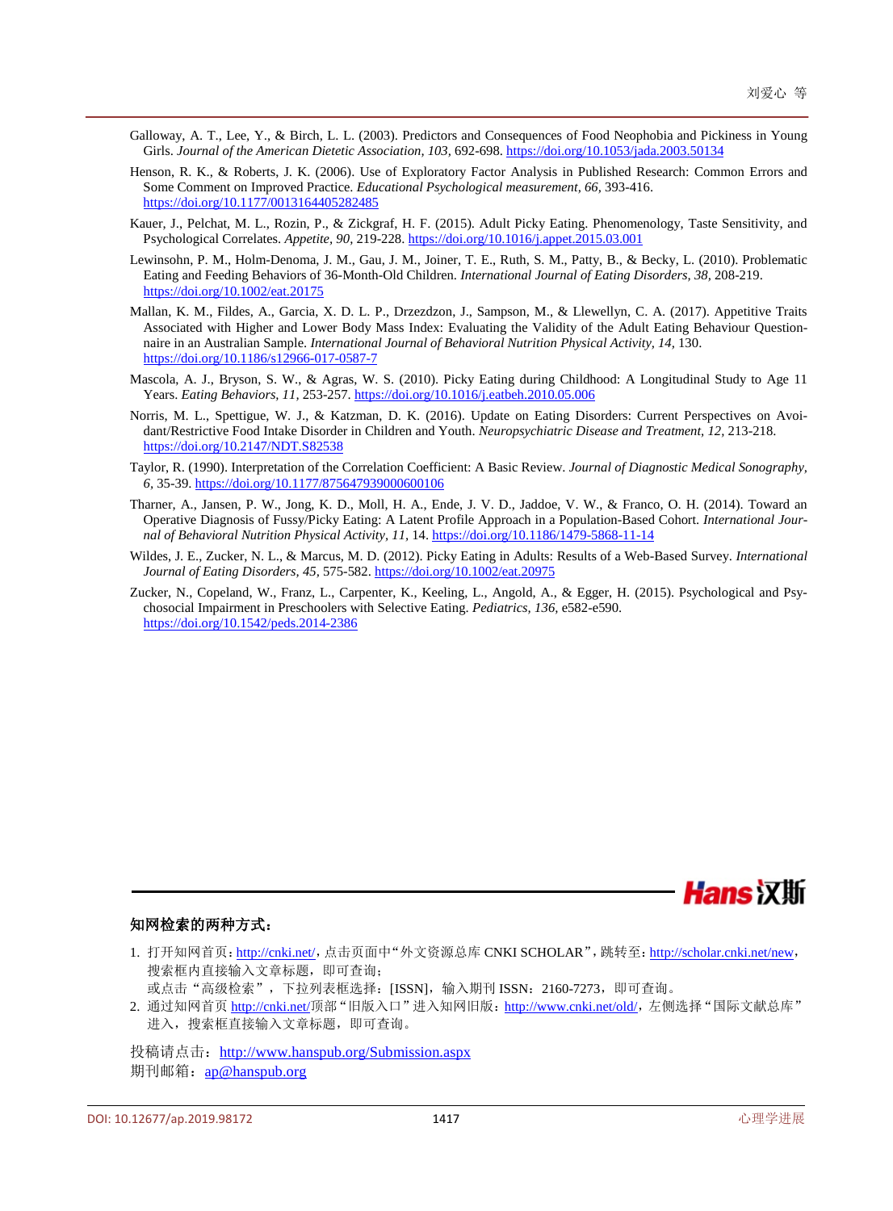Galloway, A. T., Lee, Y., & Birch, L. L. (2003). Predictors and Consequences of Food Neophobia and Pickiness in Young Girls. *Journal of the American Dietetic Association, 103,* 692-698. https://doi.org/10.1053/jada.2003.50134

Henson, R. K., & Roberts, J. K. (2006). Use of Exploratory Factor Analysis in Published Research: Common Errors and Some Comment on Improved Practice. *Educational Psychological measurement, 66,* 393-416. https://doi.org/10.1177/0013164405282485

Kauer, J., Pelchat, M. L., Rozin, P., & Zickgraf, H. F. (2015). Adult Picky Eating. Phenomenology, Taste Sensitivity, and Psychological Correlates. *Appetite, 90,* 219-228. https://doi.org/10.1016/j.appet.2015.03.001

Lewinsohn, P. M., Holm-Denoma, J. M., Gau, J. M., Joiner, T. E., Ruth, S. M., Patty, B., & Becky, L. (2010). Problematic Eating and Feeding Behaviors of 36-Month-Old Children. *International Journal of Eating Disorders, 38,* 208-219. https://doi.org/10.1002/eat.20175

Mallan, K. M., Fildes, A., Garcia, X. D. L. P., Drzezdzon, J., Sampson, M., & Llewellyn, C. A. (2017). Appetitive Traits Associated with Higher and Lower Body Mass Index: Evaluating the Validity of the Adult Eating Behaviour Questionnaire in an Australian Sample. *International Journal of Behavioral Nutrition Physical Activity, 14,* 130. https://doi.org/10.1186/s12966-017-0587-7

Mascola, A. J., Bryson, S. W., & Agras, W. S. (2010). Picky Eating during Childhood: A Longitudinal Study to Age 11 Years. *Eating Behaviors, 11,* 253-257. https://doi.org/10.1016/j.eatbeh.2010.05.006

Norris, M. L., Spettigue, W. J., & Katzman, D. K. (2016). Update on Eating Disorders: Current Perspectives on Avoidant/Restrictive Food Intake Disorder in Children and Youth. *Neuropsychiatric Disease and Treatment, 12,* 213-218. https://doi.org/10.2147/NDT.S82538

Taylor, R. (1990). Interpretation of the Correlation Coefficient: A Basic Review. *Journal of Diagnostic Medical Sonography, 6,* 35-39. https://doi.org/10.1177/875647939000600106

Tharner, A., Jansen, P. W., Jong, K. D., Moll, H. A., Ende, J. V. D., Jaddoe, V. W., & Franco, O. H. (2014). Toward an Operative Diagnosis of Fussy/Picky Eating: A Latent Profile Approach in a Population-Based Cohort. *International Journal of Behavioral Nutrition Physical Activity, 11,* 14. https://doi.org/10.1186/1479-5868-11-14

Wildes, J. E., Zucker, N. L., & Marcus, M. D. (2012). Picky Eating in Adults: Results of a Web-Based Survey. *International Journal of Eating Disorders, 45,* 575-582. https://doi.org/10.1002/eat.20975

Zucker, N., Copeland, W., Franz, L., Carpenter, K., Keeling, L., Angold, A., & Egger, H. (2015). Psychological and Psychosocial Impairment in Preschoolers with Selective Eating. *Pediatrics, 136,* e582-e590. https://doi.org/10.1542/peds.2014-2386

**知网检索的两种方式：**

1. 打开知网首页：http://cnki.net/，点击页面中“外文资源总库 CNKI SCHOLAR”，跳转至：http://scholar.cnki.net/new，搜索框内直接输入文章标题，即可查询；
   或点击“高级检索”，下拉列表框选择：[ISSN]，输入期刊 ISSN：2160-7273，即可查询。
2. 通过知网首页 http://cnki.net/顶部“旧版入口”进入知网旧版：http://www.cnki.net/old/，左侧选择“国际文献总库”进入，搜索框直接输入文章标题，即可查询。

投稿请点击：http://www.hanspub.org/Submission.aspx
期刊邮箱：ap@hanspub.org